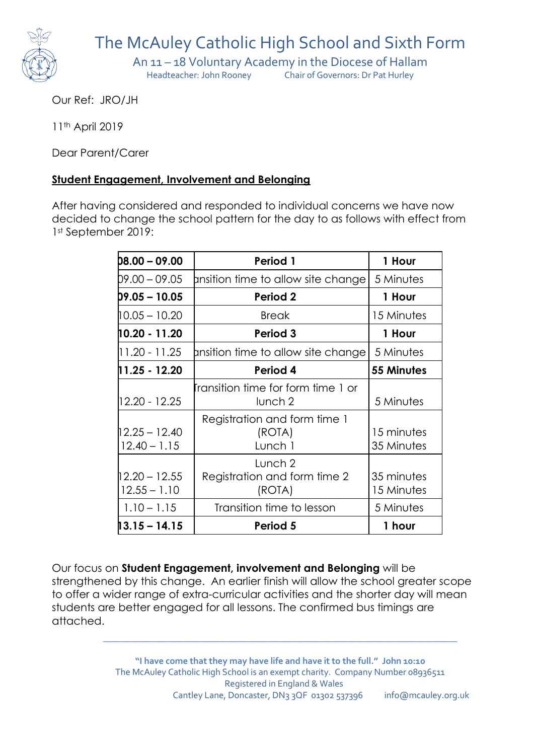# The McAuley Catholic High School and Sixth Form

An 11 – 18 Voluntary Academy in the Diocese of Hallam

Headteacher: John Rooney Chair of Governors: Dr Pat Hurley

Our Ref: JRO/JH

11th April 2019

Dear Parent/Carer

**Student Engagement, Involvement and Belonging**

After having considered and responded to individual concerns we have now decided to change the school pattern for the day to as follows with effect from 1st September 2019:

| **08.00 – 09.00** | **Period 1** | **1 Hour** |
|---|---|---|
| 09.00 – 09.05 | Transition time to allow site change | 5 Minutes |
| **09.05 – 10.05** | **Period 2** | **1 Hour** |
| 10.05 – 10.20 | Break | 15 Minutes |
| **10.20 - 11.20** | **Period 3** | **1 Hour** |
| 11.20 - 11.25 | Transition time to allow site change | 5 Minutes |
| **11.25 - 12.20** | **Period 4** | **55 Minutes** |
| 12.20 - 12.25 | Transition time for form time 1 or lunch 2 | 5 Minutes |
| 12.25 – 12.40<br>12.40 – 1.15 | Registration and form time 1 (ROTA)<br>Lunch 1 | 15 minutes<br>35 Minutes |
| 12.20 – 12.55<br>12.55 – 1.10 | Lunch 2<br>Registration and form time 2 (ROTA) | 35 minutes<br>15 Minutes |
| 1.10 – 1.15 | Transition time to lesson | 5 Minutes |
| **13.15 – 14.15** | **Period 5** | **1 hour** |

Our focus on **Student Engagement, involvement and Belonging** will be strengthened by this change. An earlier finish will allow the school greater scope to offer a wider range of extra-curricular activities and the shorter day will mean students are better engaged for all lessons. The confirmed bus timings are attached.

**"I have come that they may have life and have it to the full." John 10:10**

The McAuley Catholic High School is an exempt charity. Company Number 08936511

Registered in England & Wales

Cantley Lane, Doncaster, DN3 3QF 01302 537396 info@mcauley.org.uk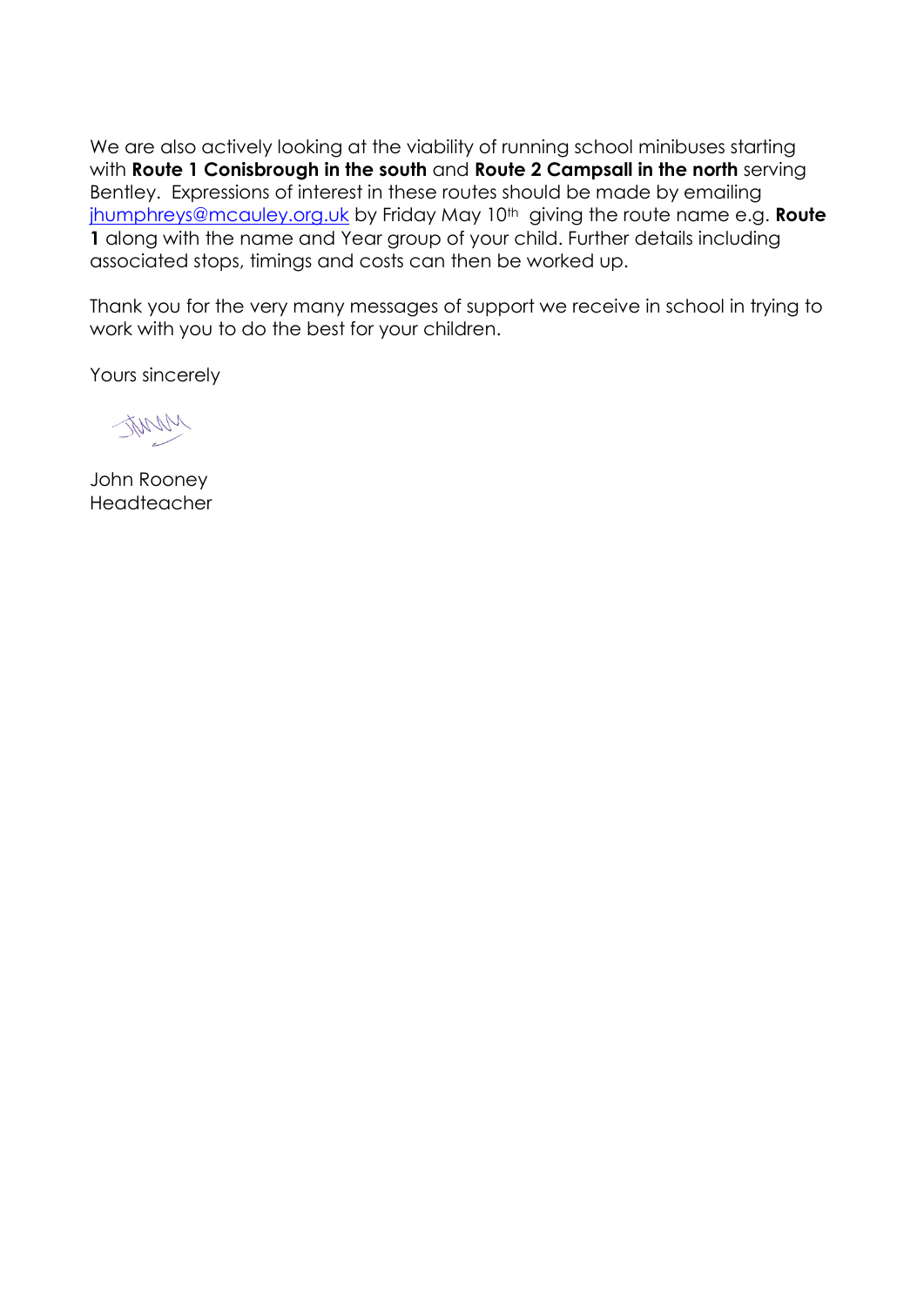We are also actively looking at the viability of running school minibuses starting with **Route 1 Conisbrough in the south** and **Route 2 Campsall in the north** serving Bentley. Expressions of interest in these routes should be made by emailing jhumphreys@mcauley.org.uk by Friday May 10th giving the route name e.g. **Route 1** along with the name and Year group of your child. Further details including associated stops, timings and costs can then be worked up.

Thank you for the very many messages of support we receive in school in trying to work with you to do the best for your children.

Yours sincerely

John Rooney
Headteacher